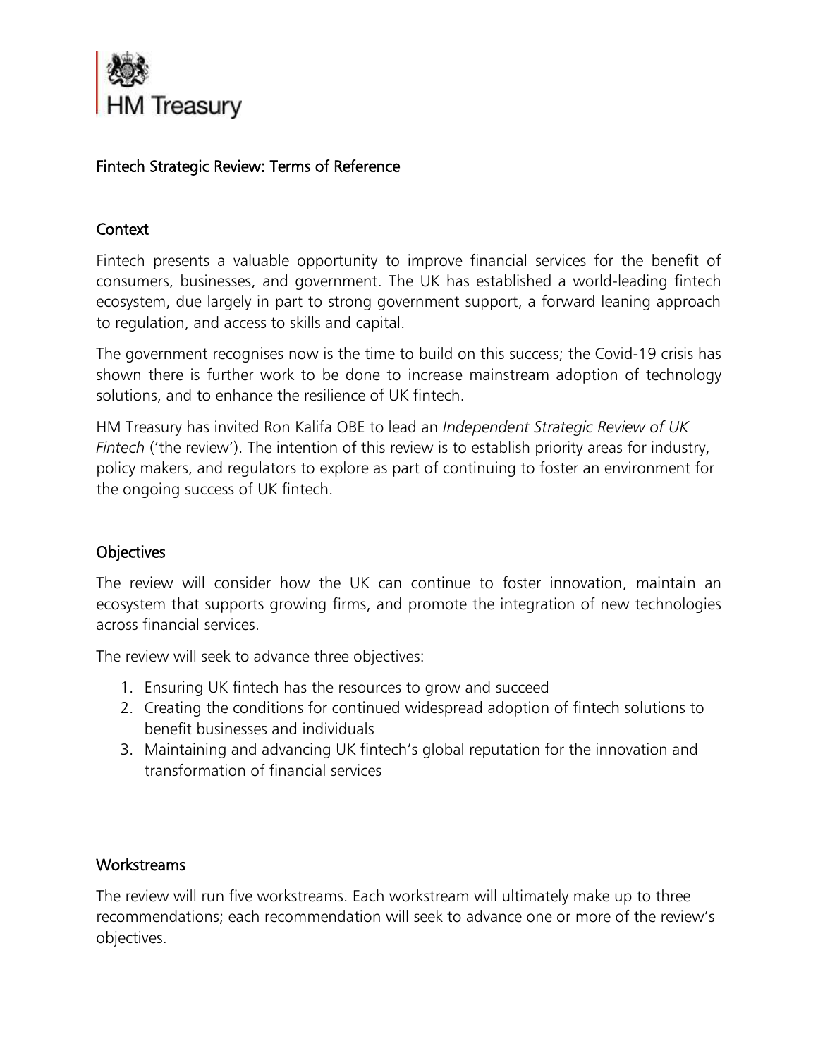HM Treasury

# Fintech Strategic Review: Terms of Reference

## Context

Fintech presents a valuable opportunity to improve financial services for the benefit of consumers, businesses, and government. The UK has established a world-leading fintech ecosystem, due largely in part to strong government support, a forward leaning approach to regulation, and access to skills and capital.

The government recognises now is the time to build on this success; the Covid-19 crisis has shown there is further work to be done to increase mainstream adoption of technology solutions, and to enhance the resilience of UK fintech.

HM Treasury has invited Ron Kalifa OBE to lead an *Independent Strategic Review of UK Fintech* ('the review'). The intention of this review is to establish priority areas for industry, policy makers, and regulators to explore as part of continuing to foster an environment for the ongoing success of UK fintech.

## Objectives

The review will consider how the UK can continue to foster innovation, maintain an ecosystem that supports growing firms, and promote the integration of new technologies across financial services.

The review will seek to advance three objectives:

1. Ensuring UK fintech has the resources to grow and succeed
2. Creating the conditions for continued widespread adoption of fintech solutions to benefit businesses and individuals
3. Maintaining and advancing UK fintech's global reputation for the innovation and transformation of financial services

## Workstreams

The review will run five workstreams. Each workstream will ultimately make up to three recommendations; each recommendation will seek to advance one or more of the review's objectives.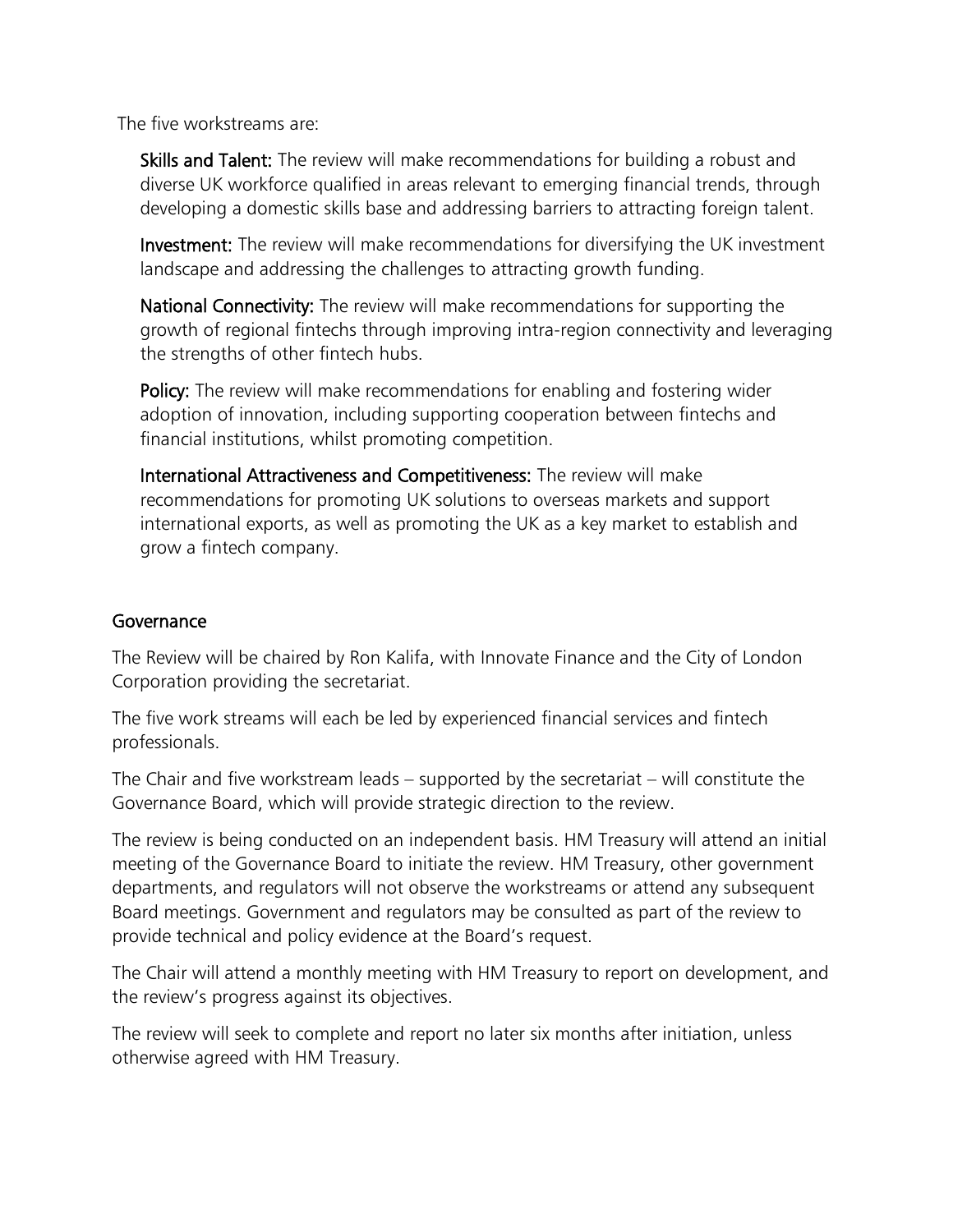The five workstreams are:

**Skills and Talent:** The review will make recommendations for building a robust and diverse UK workforce qualified in areas relevant to emerging financial trends, through developing a domestic skills base and addressing barriers to attracting foreign talent.

**Investment:** The review will make recommendations for diversifying the UK investment landscape and addressing the challenges to attracting growth funding.

**National Connectivity:** The review will make recommendations for supporting the growth of regional fintechs through improving intra-region connectivity and leveraging the strengths of other fintech hubs.

**Policy:** The review will make recommendations for enabling and fostering wider adoption of innovation, including supporting cooperation between fintechs and financial institutions, whilst promoting competition.

**International Attractiveness and Competitiveness:** The review will make recommendations for promoting UK solutions to overseas markets and support international exports, as well as promoting the UK as a key market to establish and grow a fintech company.

## Governance

The Review will be chaired by Ron Kalifa, with Innovate Finance and the City of London Corporation providing the secretariat.

The five work streams will each be led by experienced financial services and fintech professionals.

The Chair and five workstream leads – supported by the secretariat – will constitute the Governance Board, which will provide strategic direction to the review.

The review is being conducted on an independent basis. HM Treasury will attend an initial meeting of the Governance Board to initiate the review. HM Treasury, other government departments, and regulators will not observe the workstreams or attend any subsequent Board meetings. Government and regulators may be consulted as part of the review to provide technical and policy evidence at the Board's request.

The Chair will attend a monthly meeting with HM Treasury to report on development, and the review's progress against its objectives.

The review will seek to complete and report no later six months after initiation, unless otherwise agreed with HM Treasury.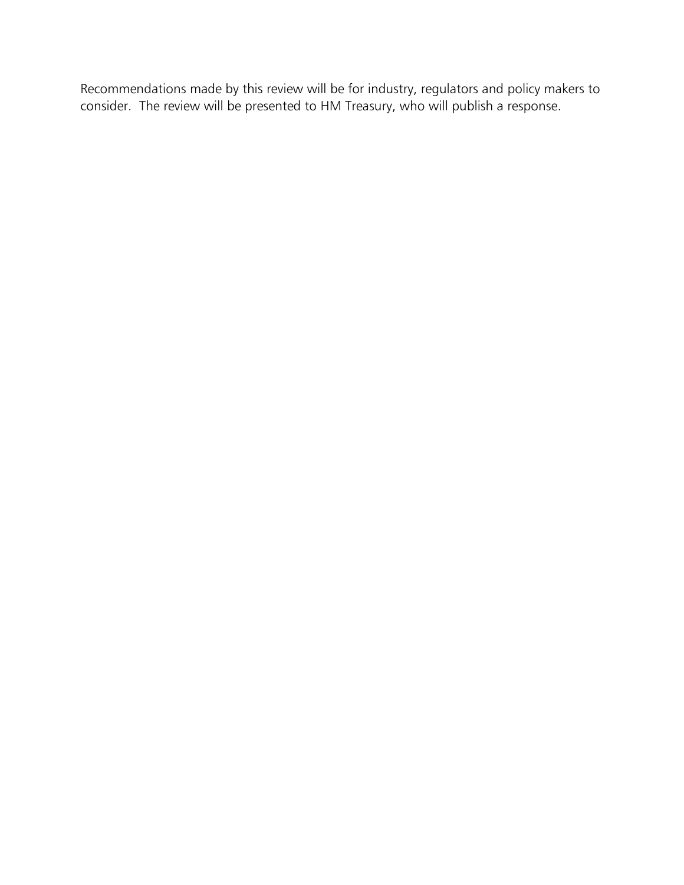Recommendations made by this review will be for industry, regulators and policy makers to consider. The review will be presented to HM Treasury, who will publish a response.